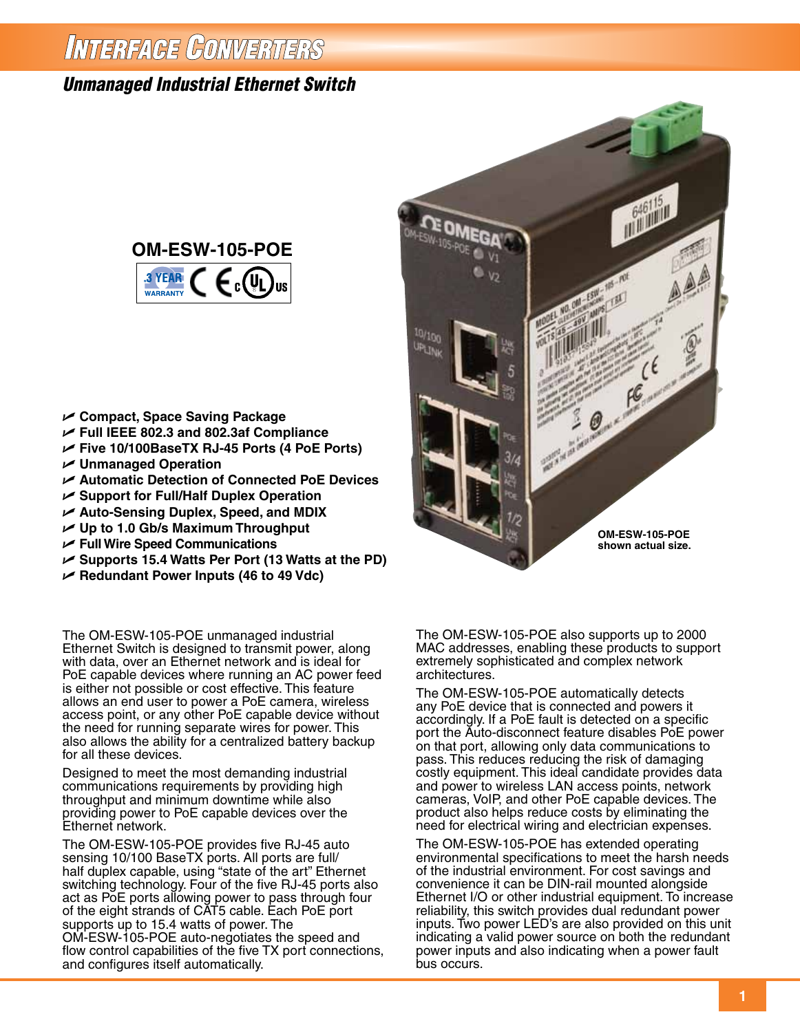# Interface Converters

## *Unmanaged Industrial Ethernet Switch*

**OM-ESW-105-POE**

3 YEAR WARRANTY

- **Compact, Space Saving Package**
- **Full IEEE 802.3 and 802.3af Compliance**
- **Five 10/100BaseTX RJ-45 Ports (4 PoE Ports)**
- **Unmanaged Operation**
- **Automatic Detection of Connected PoE Devices**
- **Support for Full/Half Duplex Operation**
- **Auto-Sensing Duplex, Speed, and MDIX**
- **Up to 1.0 Gb/s Maximum Throughput**
- **Full Wire Speed Communications**
- **Supports 15.4 Watts Per Port (13 Watts at the PD)**
- **Redundant Power Inputs (46 to 49 Vdc)**

**OM-ESW-105-POE shown actual size.**

The OM-ESW-105-POE unmanaged industrial Ethernet Switch is designed to transmit power, along with data, over an Ethernet network and is ideal for PoE capable devices where running an AC power feed is either not possible or cost effective. This feature allows an end user to power a PoE camera, wireless access point, or any other PoE capable device without the need for running separate wires for power. This also allows the ability for a centralized battery backup for all these devices.

Designed to meet the most demanding industrial communications requirements by providing high throughput and minimum downtime while also providing power to PoE capable devices over the Ethernet network.

The OM-ESW-105-POE provides five RJ-45 auto sensing 10/100 BaseTX ports. All ports are full/half duplex capable, using "state of the art" Ethernet switching technology. Four of the five RJ-45 ports also act as PoE ports allowing power to pass through four of the eight strands of CAT5 cable. Each PoE port supports up to 15.4 watts of power. The OM-ESW-105-POE auto-negotiates the speed and flow control capabilities of the five TX port connections, and configures itself automatically.

The OM-ESW-105-POE also supports up to 2000 MAC addresses, enabling these products to support extremely sophisticated and complex network architectures.

The OM-ESW-105-POE automatically detects any PoE device that is connected and powers it accordingly. If a PoE fault is detected on a specific port the Auto-disconnect feature disables PoE power on that port, allowing only data communications to pass. This reduces reducing the risk of damaging costly equipment. This ideal candidate provides data and power to wireless LAN access points, network cameras, VoIP, and other PoE capable devices. The product also helps reduce costs by eliminating the need for electrical wiring and electrician expenses.

The OM-ESW-105-POE has extended operating environmental specifications to meet the harsh needs of the industrial environment. For cost savings and convenience it can be DIN-rail mounted alongside Ethernet I/O or other industrial equipment. To increase reliability, this switch provides dual redundant power inputs. Two power LED's are also provided on this unit indicating a valid power source on both the redundant power inputs and also indicating when a power fault bus occurs.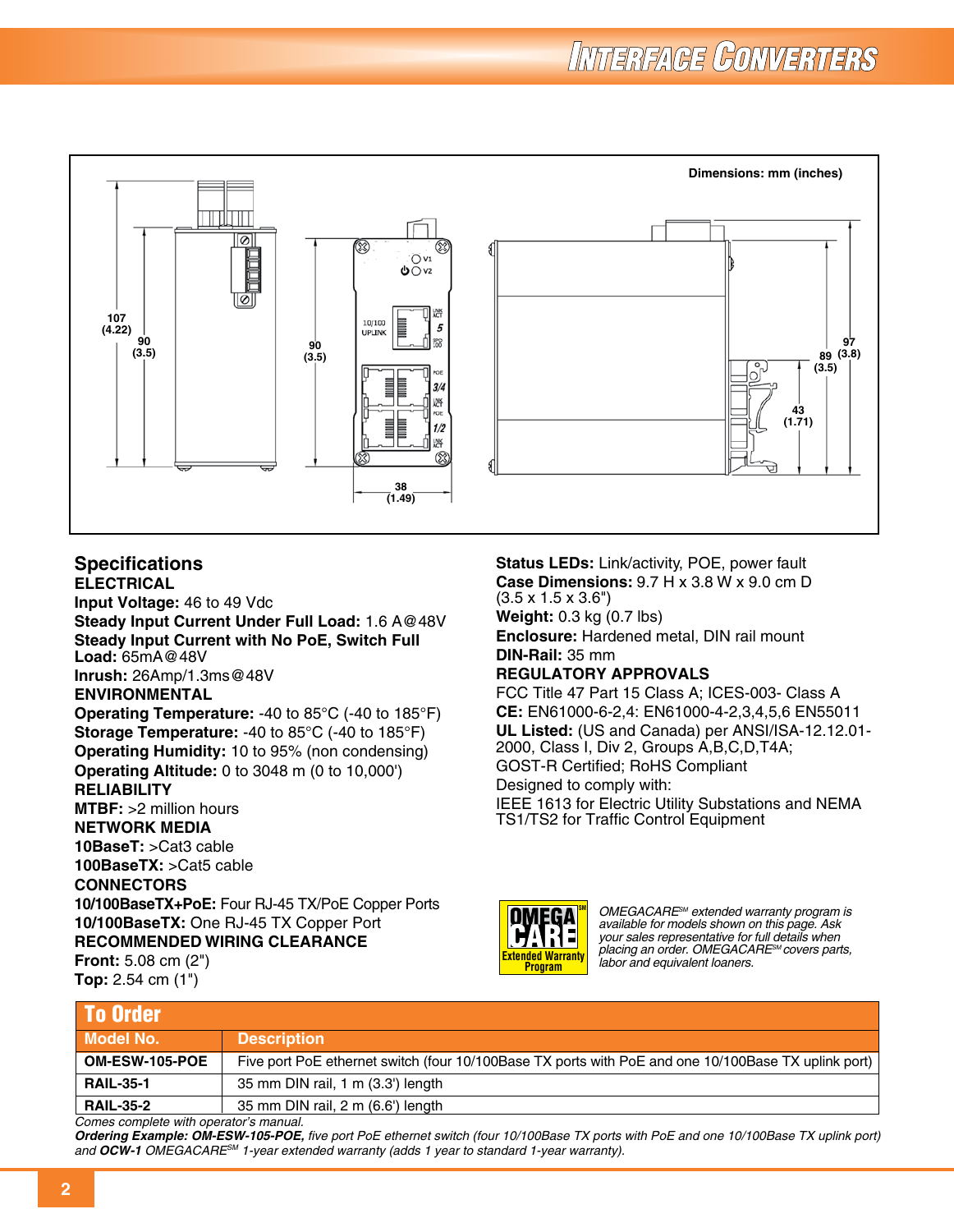Dimensions: mm (inches)

107 (4.22)
90 (3.5)
90 (3.5)
38 (1.49)
97 (3.8)
89 (3.5)
43 (1.71)

## Specifications

**ELECTRICAL**
**Input Voltage:** 46 to 49 Vdc
**Steady Input Current Under Full Load:** 1.6 A@48V
**Steady Input Current with No PoE, Switch Full Load:** 65mA@48V
**Inrush:** 26Amp/1.3ms@48V

**ENVIRONMENTAL**
**Operating Temperature:** -40 to 85°C (-40 to 185°F)
**Storage Temperature:** -40 to 85°C (-40 to 185°F)
**Operating Humidity:** 10 to 95% (non condensing)
**Operating Altitude:** 0 to 3048 m (0 to 10,000')

**RELIABILITY**
**MTBF:** >2 million hours

**NETWORK MEDIA**
**10BaseT:** >Cat3 cable
**100BaseTX:** >Cat5 cable

**CONNECTORS**
**10/100BaseTX+PoE:** Four RJ-45 TX/PoE Copper Ports
**10/100BaseTX:** One RJ-45 TX Copper Port

**RECOMMENDED WIRING CLEARANCE**
**Front:** 5.08 cm (2")
**Top:** 2.54 cm (1")

**Status LEDs:** Link/activity, POE, power fault
**Case Dimensions:** 9.7 H x 3.8 W x 9.0 cm D (3.5 x 1.5 x 3.6")
**Weight:** 0.3 kg (0.7 lbs)
**Enclosure:** Hardened metal, DIN rail mount
**DIN-Rail:** 35 mm

**REGULATORY APPROVALS**
FCC Title 47 Part 15 Class A; ICES-003- Class A
**CE:** EN61000-6-2,4: EN61000-4-2,3,4,5,6 EN55011
**UL Listed:** (US and Canada) per ANSI/ISA-12.12.01-2000, Class I, Div 2, Groups A,B,C,D,T4A;
GOST-R Certified; RoHS Compliant
Designed to comply with:
IEEE 1613 for Electric Utility Substations and NEMA TS1/TS2 for Traffic Control Equipment

OMEGA CARE SM Extended Warranty Program

*OMEGACARE℠ extended warranty program is available for models shown on this page. Ask your sales representative for full details when placing an order. OMEGACARE℠ covers parts, labor and equivalent loaners.*

## To Order

| Model No. | Description |
|---|---|
| **OM-ESW-105-POE** | Five port PoE ethernet switch (four 10/100Base TX ports with PoE and one 10/100Base TX uplink port) |
| **RAIL-35-1** | 35 mm DIN rail, 1 m (3.3') length |
| **RAIL-35-2** | 35 mm DIN rail, 2 m (6.6') length |

*Comes complete with operator's manual.*
***Ordering Example: OM-ESW-105-POE,*** *five port PoE ethernet switch (four 10/100Base TX ports with PoE and one 10/100Base TX uplink port) and* ***OCW-1*** *OMEGACARE℠ 1-year extended warranty (adds 1 year to standard 1-year warranty).*